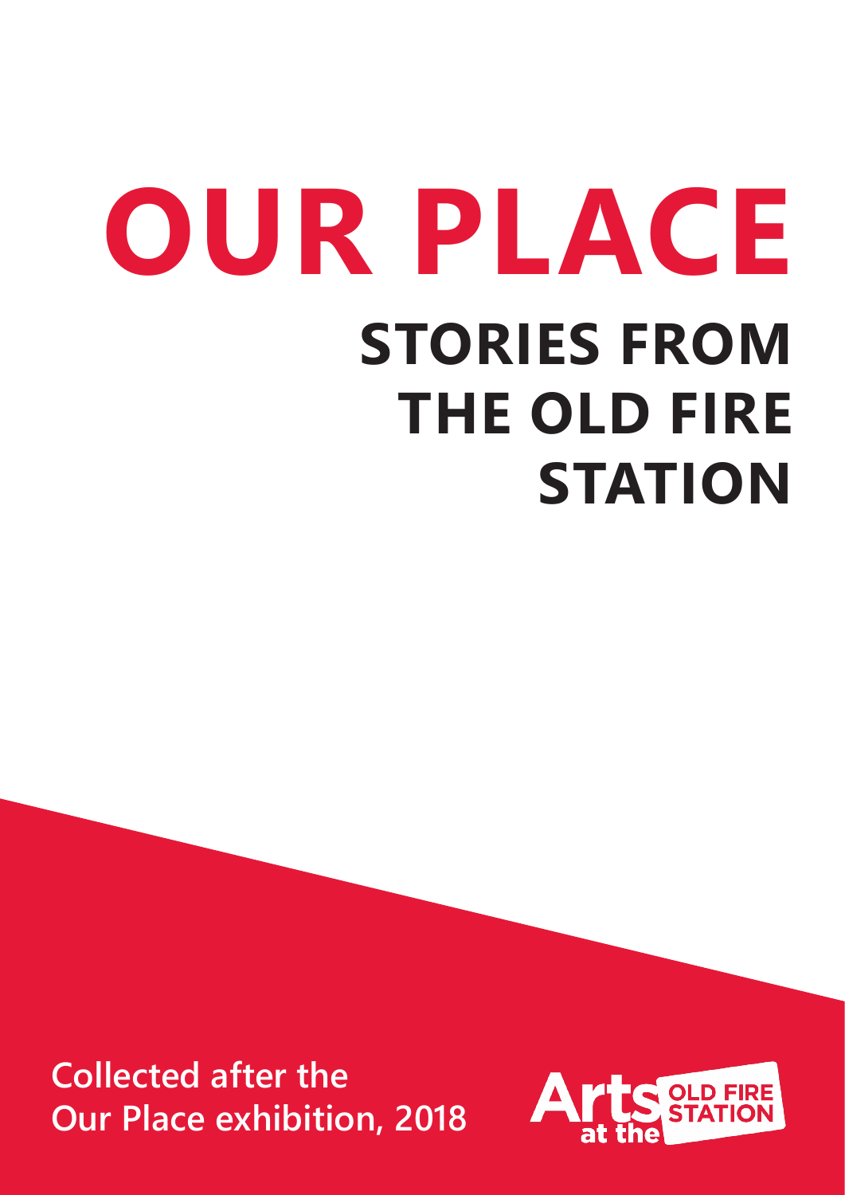# OUR PLACE

## STORIES FROM THE OLD FIRE STATION

**Collected after the Our Place exhibition, 2018**

Arts at the OLD FIRE STATION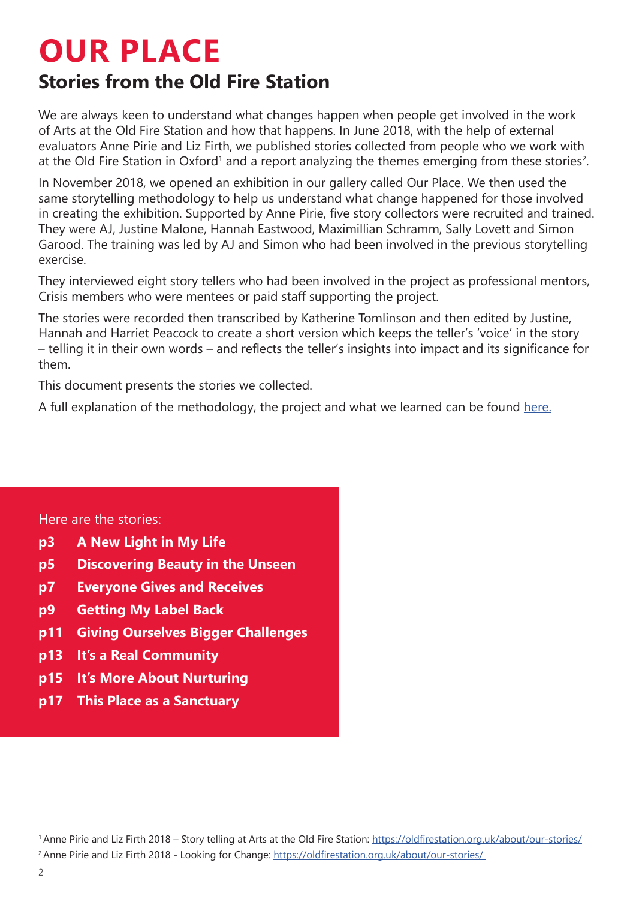# OUR PLACE

## Stories from the Old Fire Station

We are always keen to understand what changes happen when people get involved in the work of Arts at the Old Fire Station and how that happens. In June 2018, with the help of external evaluators Anne Pirie and Liz Firth, we published stories collected from people who we work with at the Old Fire Station in Oxford[1] and a report analyzing the themes emerging from these stories[2].

In November 2018, we opened an exhibition in our gallery called Our Place. We then used the same storytelling methodology to help us understand what change happened for those involved in creating the exhibition. Supported by Anne Pirie, five story collectors were recruited and trained. They were AJ, Justine Malone, Hannah Eastwood, Maximillian Schramm, Sally Lovett and Simon Garood. The training was led by AJ and Simon who had been involved in the previous storytelling exercise.

They interviewed eight story tellers who had been involved in the project as professional mentors, Crisis members who were mentees or paid staff supporting the project.

The stories were recorded then transcribed by Katherine Tomlinson and then edited by Justine, Hannah and Harriet Peacock to create a short version which keeps the teller's 'voice' in the story – telling it in their own words – and reflects the teller's insights into impact and its significance for them.

This document presents the stories we collected.

A full explanation of the methodology, the project and what we learned can be found here.

Here are the stories:

- **p3** **A New Light in My Life**
- **p5** **Discovering Beauty in the Unseen**
- **p7** **Everyone Gives and Receives**
- **p9** **Getting My Label Back**
- **p11** **Giving Ourselves Bigger Challenges**
- **p13** **It's a Real Community**
- **p15** **It's More About Nurturing**
- **p17** **This Place as a Sanctuary**

[1] Anne Pirie and Liz Firth 2018 – Story telling at Arts at the Old Fire Station: https://oldfirestation.org.uk/about/our-stories/

[2] Anne Pirie and Liz Firth 2018 - Looking for Change: https://oldfirestation.org.uk/about/our-stories/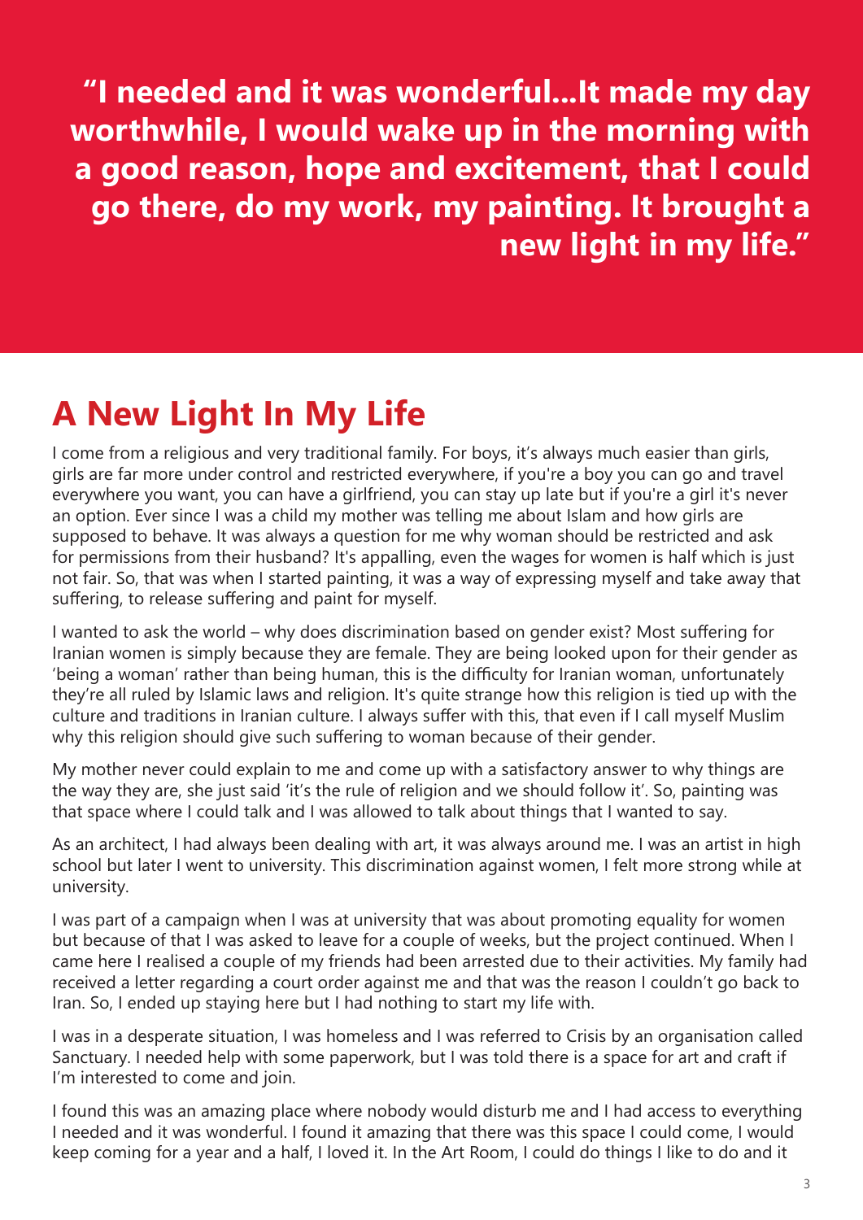**"I needed and it was wonderful...It made my day worthwhile, I would wake up in the morning with a good reason, hope and excitement, that I could go there, do my work, my painting. It brought a new light in my life."**

## A New Light In My Life

I come from a religious and very traditional family. For boys, it's always much easier than girls, girls are far more under control and restricted everywhere, if you're a boy you can go and travel everywhere you want, you can have a girlfriend, you can stay up late but if you're a girl it's never an option. Ever since I was a child my mother was telling me about Islam and how girls are supposed to behave. It was always a question for me why woman should be restricted and ask for permissions from their husband? It's appalling, even the wages for women is half which is just not fair. So, that was when I started painting, it was a way of expressing myself and take away that suffering, to release suffering and paint for myself.

I wanted to ask the world – why does discrimination based on gender exist? Most suffering for Iranian women is simply because they are female. They are being looked upon for their gender as 'being a woman' rather than being human, this is the difficulty for Iranian woman, unfortunately they're all ruled by Islamic laws and religion. It's quite strange how this religion is tied up with the culture and traditions in Iranian culture. I always suffer with this, that even if I call myself Muslim why this religion should give such suffering to woman because of their gender.

My mother never could explain to me and come up with a satisfactory answer to why things are the way they are, she just said 'it's the rule of religion and we should follow it'. So, painting was that space where I could talk and I was allowed to talk about things that I wanted to say.

As an architect, I had always been dealing with art, it was always around me. I was an artist in high school but later I went to university. This discrimination against women, I felt more strong while at university.

I was part of a campaign when I was at university that was about promoting equality for women but because of that I was asked to leave for a couple of weeks, but the project continued. When I came here I realised a couple of my friends had been arrested due to their activities. My family had received a letter regarding a court order against me and that was the reason I couldn't go back to Iran. So, I ended up staying here but I had nothing to start my life with.

I was in a desperate situation, I was homeless and I was referred to Crisis by an organisation called Sanctuary. I needed help with some paperwork, but I was told there is a space for art and craft if I'm interested to come and join.

I found this was an amazing place where nobody would disturb me and I had access to everything I needed and it was wonderful. I found it amazing that there was this space I could come, I would keep coming for a year and a half, I loved it. In the Art Room, I could do things I like to do and it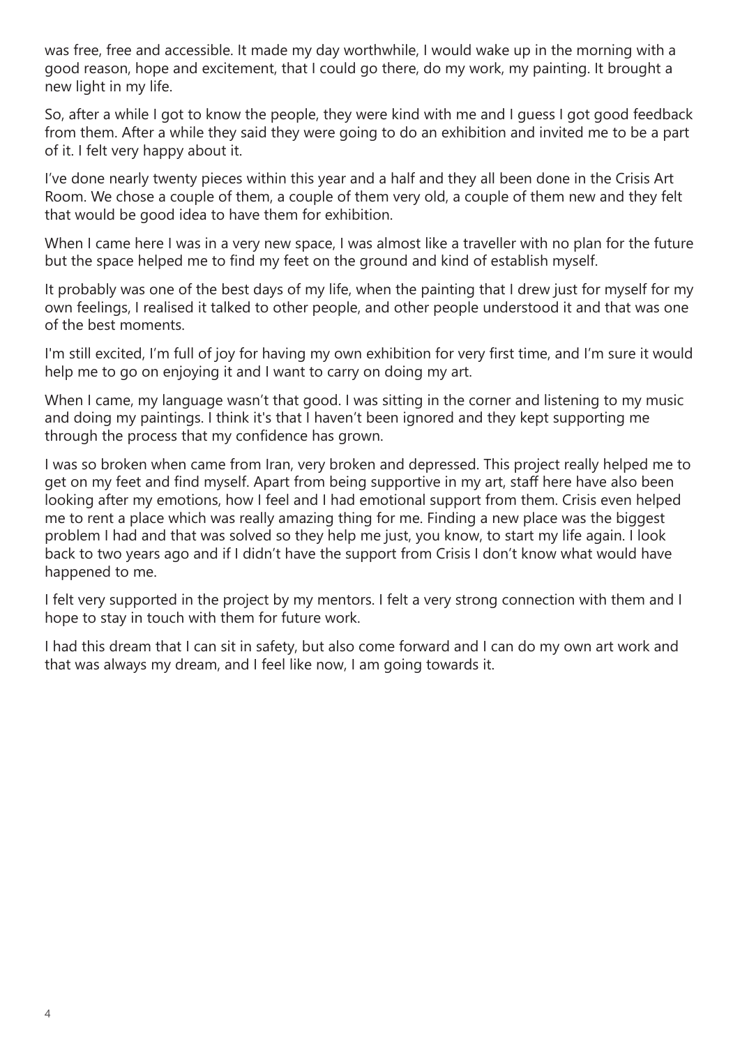was free, free and accessible. It made my day worthwhile, I would wake up in the morning with a good reason, hope and excitement, that I could go there, do my work, my painting. It brought a new light in my life.

So, after a while I got to know the people, they were kind with me and I guess I got good feedback from them. After a while they said they were going to do an exhibition and invited me to be a part of it. I felt very happy about it.

I've done nearly twenty pieces within this year and a half and they all been done in the Crisis Art Room. We chose a couple of them, a couple of them very old, a couple of them new and they felt that would be good idea to have them for exhibition.

When I came here I was in a very new space, I was almost like a traveller with no plan for the future but the space helped me to find my feet on the ground and kind of establish myself.

It probably was one of the best days of my life, when the painting that I drew just for myself for my own feelings, I realised it talked to other people, and other people understood it and that was one of the best moments.

I'm still excited, I'm full of joy for having my own exhibition for very first time, and I'm sure it would help me to go on enjoying it and I want to carry on doing my art.

When I came, my language wasn't that good. I was sitting in the corner and listening to my music and doing my paintings. I think it's that I haven't been ignored and they kept supporting me through the process that my confidence has grown.

I was so broken when came from Iran, very broken and depressed. This project really helped me to get on my feet and find myself. Apart from being supportive in my art, staff here have also been looking after my emotions, how I feel and I had emotional support from them. Crisis even helped me to rent a place which was really amazing thing for me. Finding a new place was the biggest problem I had and that was solved so they help me just, you know, to start my life again. I look back to two years ago and if I didn't have the support from Crisis I don't know what would have happened to me.

I felt very supported in the project by my mentors. I felt a very strong connection with them and I hope to stay in touch with them for future work.

I had this dream that I can sit in safety, but also come forward and I can do my own art work and that was always my dream, and I feel like now, I am going towards it.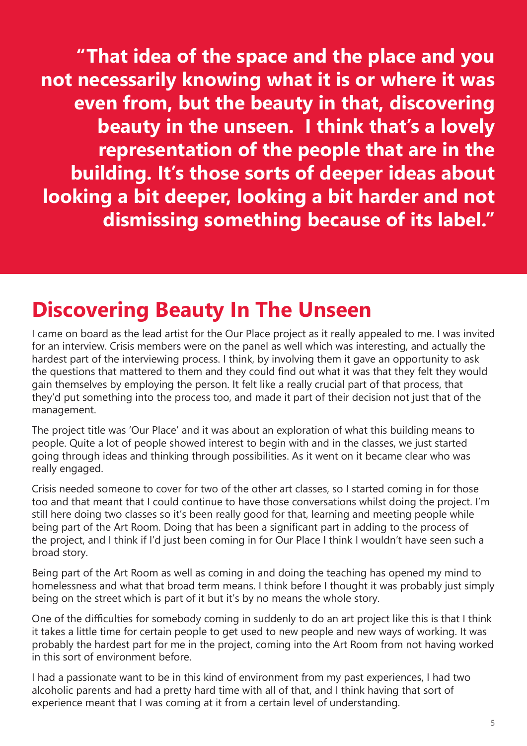**"That idea of the space and the place and you not necessarily knowing what it is or where it was even from, but the beauty in that, discovering beauty in the unseen. I think that's a lovely representation of the people that are in the building. It's those sorts of deeper ideas about looking a bit deeper, looking a bit harder and not dismissing something because of its label."**

## Discovering Beauty In The Unseen

I came on board as the lead artist for the Our Place project as it really appealed to me. I was invited for an interview. Crisis members were on the panel as well which was interesting, and actually the hardest part of the interviewing process. I think, by involving them it gave an opportunity to ask the questions that mattered to them and they could find out what it was that they felt they would gain themselves by employing the person. It felt like a really crucial part of that process, that they'd put something into the process too, and made it part of their decision not just that of the management.

The project title was 'Our Place' and it was about an exploration of what this building means to people. Quite a lot of people showed interest to begin with and in the classes, we just started going through ideas and thinking through possibilities. As it went on it became clear who was really engaged.

Crisis needed someone to cover for two of the other art classes, so I started coming in for those too and that meant that I could continue to have those conversations whilst doing the project. I'm still here doing two classes so it's been really good for that, learning and meeting people while being part of the Art Room. Doing that has been a significant part in adding to the process of the project, and I think if I'd just been coming in for Our Place I think I wouldn't have seen such a broad story.

Being part of the Art Room as well as coming in and doing the teaching has opened my mind to homelessness and what that broad term means. I think before I thought it was probably just simply being on the street which is part of it but it's by no means the whole story.

One of the difficulties for somebody coming in suddenly to do an art project like this is that I think it takes a little time for certain people to get used to new people and new ways of working. It was probably the hardest part for me in the project, coming into the Art Room from not having worked in this sort of environment before.

I had a passionate want to be in this kind of environment from my past experiences, I had two alcoholic parents and had a pretty hard time with all of that, and I think having that sort of experience meant that I was coming at it from a certain level of understanding.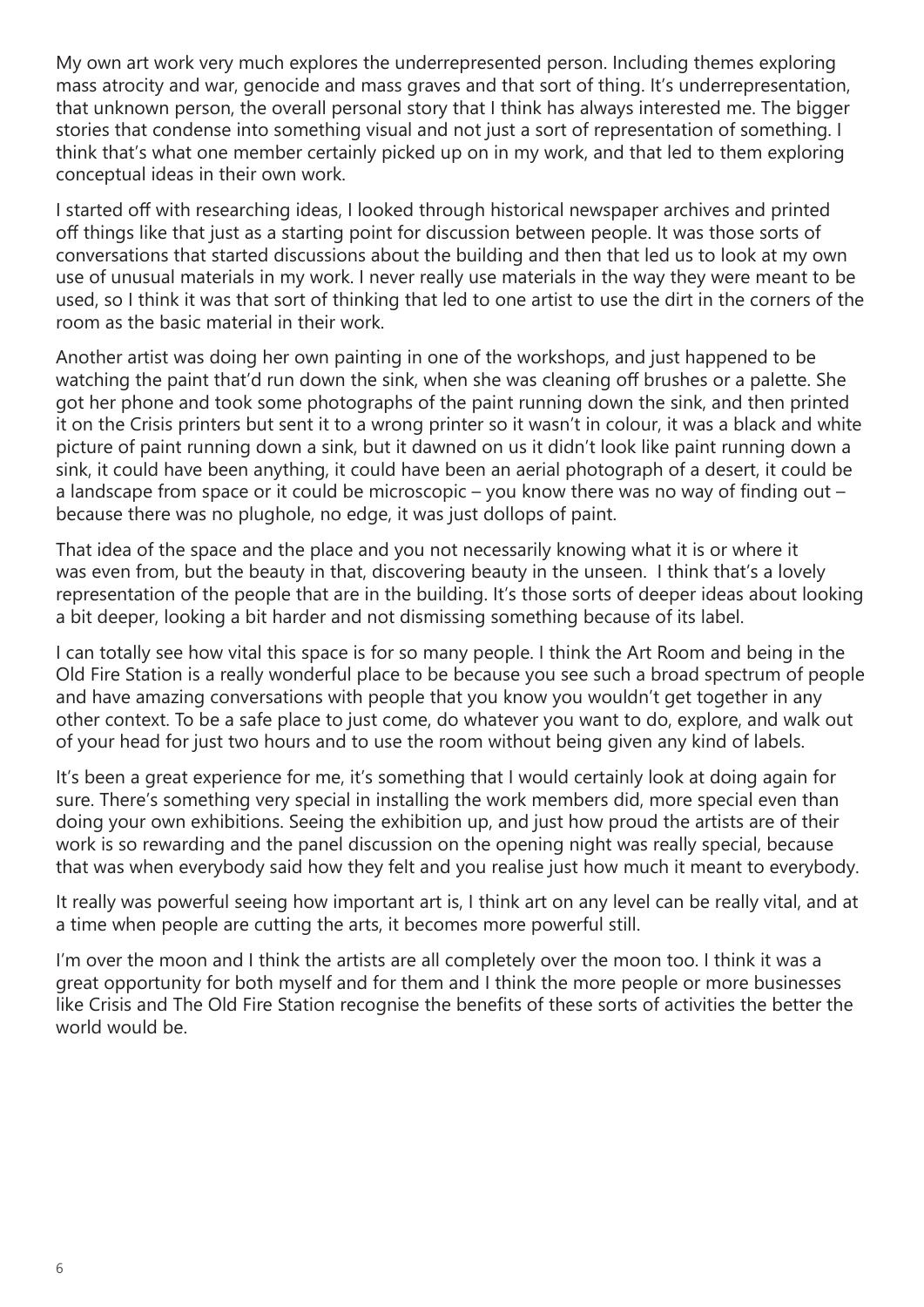My own art work very much explores the underrepresented person. Including themes exploring mass atrocity and war, genocide and mass graves and that sort of thing. It's underrepresentation, that unknown person, the overall personal story that I think has always interested me. The bigger stories that condense into something visual and not just a sort of representation of something. I think that's what one member certainly picked up on in my work, and that led to them exploring conceptual ideas in their own work.

I started off with researching ideas, I looked through historical newspaper archives and printed off things like that just as a starting point for discussion between people. It was those sorts of conversations that started discussions about the building and then that led us to look at my own use of unusual materials in my work. I never really use materials in the way they were meant to be used, so I think it was that sort of thinking that led to one artist to use the dirt in the corners of the room as the basic material in their work.

Another artist was doing her own painting in one of the workshops, and just happened to be watching the paint that'd run down the sink, when she was cleaning off brushes or a palette. She got her phone and took some photographs of the paint running down the sink, and then printed it on the Crisis printers but sent it to a wrong printer so it wasn't in colour, it was a black and white picture of paint running down a sink, but it dawned on us it didn't look like paint running down a sink, it could have been anything, it could have been an aerial photograph of a desert, it could be a landscape from space or it could be microscopic – you know there was no way of finding out – because there was no plughole, no edge, it was just dollops of paint.

That idea of the space and the place and you not necessarily knowing what it is or where it was even from, but the beauty in that, discovering beauty in the unseen. I think that's a lovely representation of the people that are in the building. It's those sorts of deeper ideas about looking a bit deeper, looking a bit harder and not dismissing something because of its label.

I can totally see how vital this space is for so many people. I think the Art Room and being in the Old Fire Station is a really wonderful place to be because you see such a broad spectrum of people and have amazing conversations with people that you know you wouldn't get together in any other context. To be a safe place to just come, do whatever you want to do, explore, and walk out of your head for just two hours and to use the room without being given any kind of labels.

It's been a great experience for me, it's something that I would certainly look at doing again for sure. There's something very special in installing the work members did, more special even than doing your own exhibitions. Seeing the exhibition up, and just how proud the artists are of their work is so rewarding and the panel discussion on the opening night was really special, because that was when everybody said how they felt and you realise just how much it meant to everybody.

It really was powerful seeing how important art is, I think art on any level can be really vital, and at a time when people are cutting the arts, it becomes more powerful still.

I'm over the moon and I think the artists are all completely over the moon too. I think it was a great opportunity for both myself and for them and I think the more people or more businesses like Crisis and The Old Fire Station recognise the benefits of these sorts of activities the better the world would be.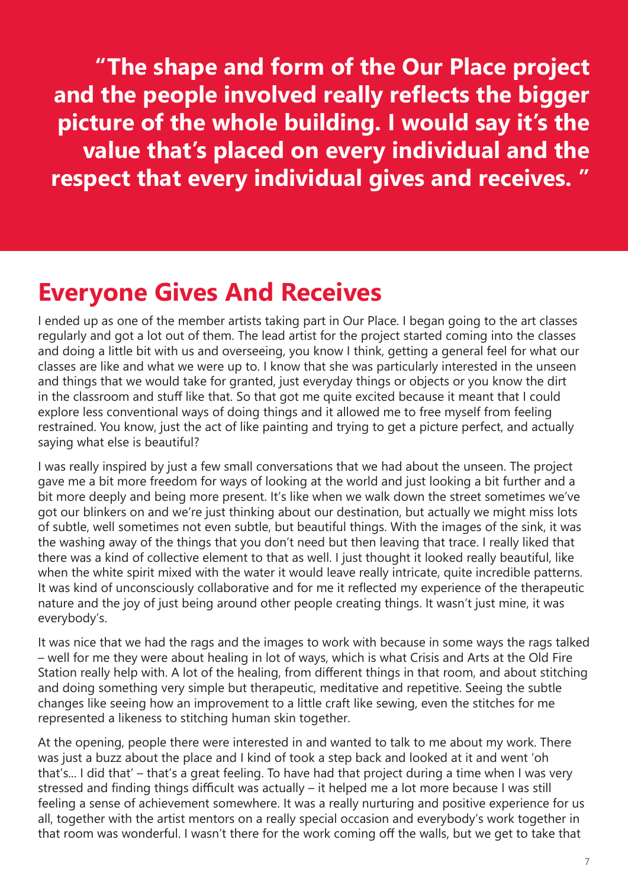**"The shape and form of the Our Place project and the people involved really reflects the bigger picture of the whole building. I would say it's the value that's placed on every individual and the respect that every individual gives and receives. "**

## Everyone Gives And Receives

I ended up as one of the member artists taking part in Our Place. I began going to the art classes regularly and got a lot out of them. The lead artist for the project started coming into the classes and doing a little bit with us and overseeing, you know I think, getting a general feel for what our classes are like and what we were up to. I know that she was particularly interested in the unseen and things that we would take for granted, just everyday things or objects or you know the dirt in the classroom and stuff like that. So that got me quite excited because it meant that I could explore less conventional ways of doing things and it allowed me to free myself from feeling restrained. You know, just the act of like painting and trying to get a picture perfect, and actually saying what else is beautiful?

I was really inspired by just a few small conversations that we had about the unseen. The project gave me a bit more freedom for ways of looking at the world and just looking a bit further and a bit more deeply and being more present. It's like when we walk down the street sometimes we've got our blinkers on and we're just thinking about our destination, but actually we might miss lots of subtle, well sometimes not even subtle, but beautiful things. With the images of the sink, it was the washing away of the things that you don't need but then leaving that trace. I really liked that there was a kind of collective element to that as well. I just thought it looked really beautiful, like when the white spirit mixed with the water it would leave really intricate, quite incredible patterns. It was kind of unconsciously collaborative and for me it reflected my experience of the therapeutic nature and the joy of just being around other people creating things. It wasn't just mine, it was everybody's.

It was nice that we had the rags and the images to work with because in some ways the rags talked – well for me they were about healing in lot of ways, which is what Crisis and Arts at the Old Fire Station really help with. A lot of the healing, from different things in that room, and about stitching and doing something very simple but therapeutic, meditative and repetitive. Seeing the subtle changes like seeing how an improvement to a little craft like sewing, even the stitches for me represented a likeness to stitching human skin together.

At the opening, people there were interested in and wanted to talk to me about my work. There was just a buzz about the place and I kind of took a step back and looked at it and went 'oh that's... I did that' – that's a great feeling. To have had that project during a time when I was very stressed and finding things difficult was actually – it helped me a lot more because I was still feeling a sense of achievement somewhere. It was a really nurturing and positive experience for us all, together with the artist mentors on a really special occasion and everybody's work together in that room was wonderful. I wasn't there for the work coming off the walls, but we get to take that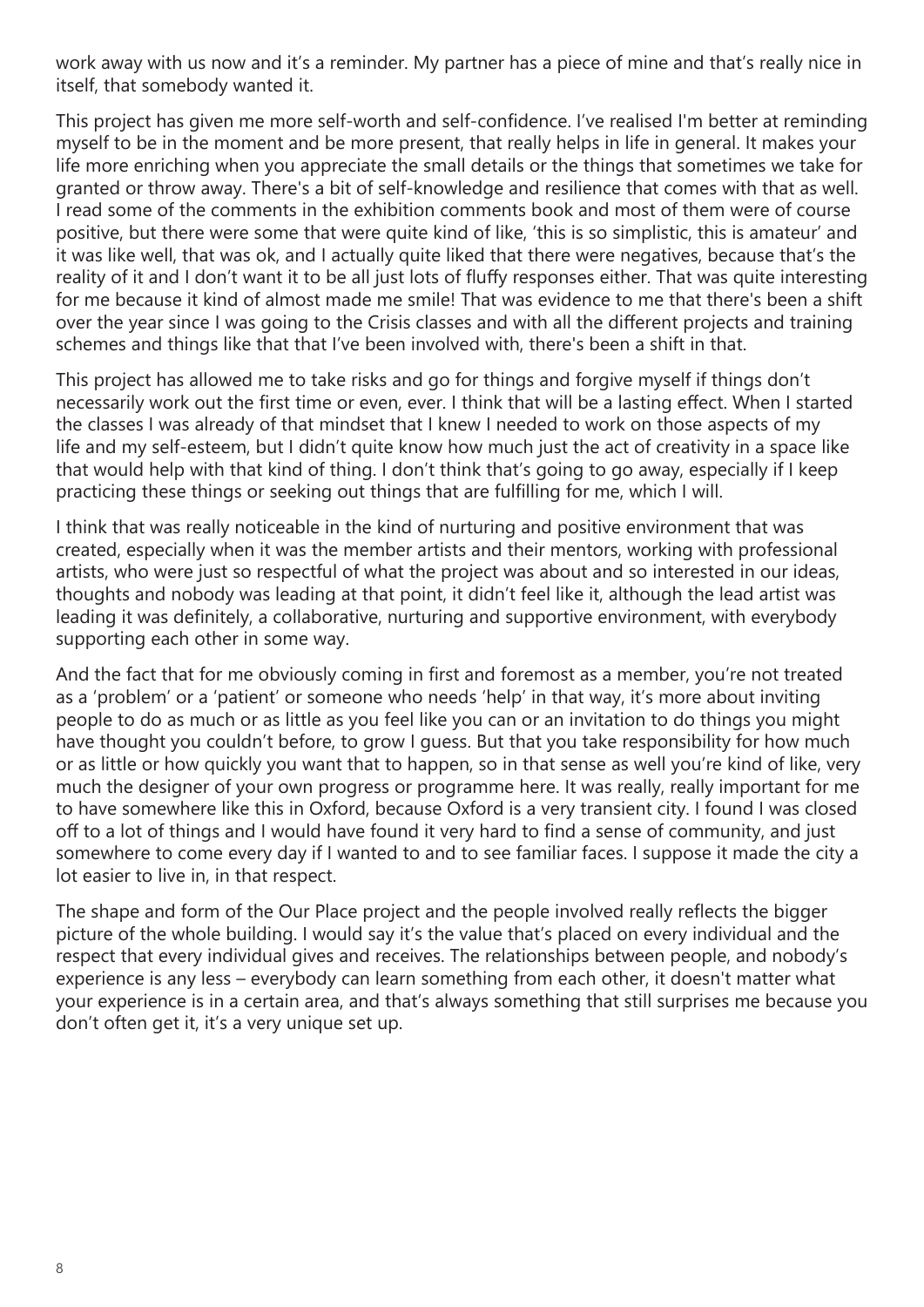work away with us now and it's a reminder. My partner has a piece of mine and that's really nice in itself, that somebody wanted it.

This project has given me more self-worth and self-confidence. I've realised I'm better at reminding myself to be in the moment and be more present, that really helps in life in general. It makes your life more enriching when you appreciate the small details or the things that sometimes we take for granted or throw away. There's a bit of self-knowledge and resilience that comes with that as well. I read some of the comments in the exhibition comments book and most of them were of course positive, but there were some that were quite kind of like, 'this is so simplistic, this is amateur' and it was like well, that was ok, and I actually quite liked that there were negatives, because that's the reality of it and I don't want it to be all just lots of fluffy responses either. That was quite interesting for me because it kind of almost made me smile! That was evidence to me that there's been a shift over the year since I was going to the Crisis classes and with all the different projects and training schemes and things like that that I've been involved with, there's been a shift in that.

This project has allowed me to take risks and go for things and forgive myself if things don't necessarily work out the first time or even, ever. I think that will be a lasting effect. When I started the classes I was already of that mindset that I knew I needed to work on those aspects of my life and my self-esteem, but I didn't quite know how much just the act of creativity in a space like that would help with that kind of thing. I don't think that's going to go away, especially if I keep practicing these things or seeking out things that are fulfilling for me, which I will.

I think that was really noticeable in the kind of nurturing and positive environment that was created, especially when it was the member artists and their mentors, working with professional artists, who were just so respectful of what the project was about and so interested in our ideas, thoughts and nobody was leading at that point, it didn't feel like it, although the lead artist was leading it was definitely, a collaborative, nurturing and supportive environment, with everybody supporting each other in some way.

And the fact that for me obviously coming in first and foremost as a member, you're not treated as a 'problem' or a 'patient' or someone who needs 'help' in that way, it's more about inviting people to do as much or as little as you feel like you can or an invitation to do things you might have thought you couldn't before, to grow I guess. But that you take responsibility for how much or as little or how quickly you want that to happen, so in that sense as well you're kind of like, very much the designer of your own progress or programme here. It was really, really important for me to have somewhere like this in Oxford, because Oxford is a very transient city. I found I was closed off to a lot of things and I would have found it very hard to find a sense of community, and just somewhere to come every day if I wanted to and to see familiar faces. I suppose it made the city a lot easier to live in, in that respect.

The shape and form of the Our Place project and the people involved really reflects the bigger picture of the whole building. I would say it's the value that's placed on every individual and the respect that every individual gives and receives. The relationships between people, and nobody's experience is any less – everybody can learn something from each other, it doesn't matter what your experience is in a certain area, and that's always something that still surprises me because you don't often get it, it's a very unique set up.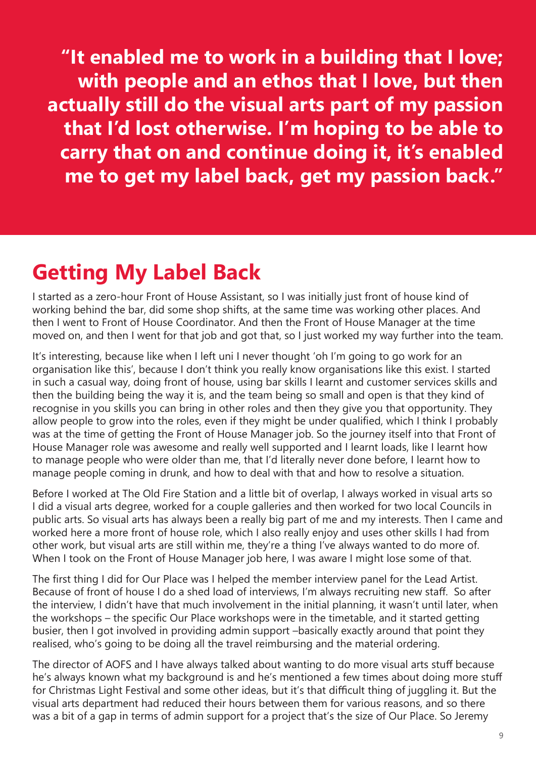**“It enabled me to work in a building that I love; with people and an ethos that I love, but then actually still do the visual arts part of my passion that I’d lost otherwise. I’m hoping to be able to carry that on and continue doing it, it’s enabled me to get my label back, get my passion back.”**

## Getting My Label Back

I started as a zero-hour Front of House Assistant, so I was initially just front of house kind of working behind the bar, did some shop shifts, at the same time was working other places. And then I went to Front of House Coordinator. And then the Front of House Manager at the time moved on, and then I went for that job and got that, so I just worked my way further into the team.

It’s interesting, because like when I left uni I never thought ‘oh I’m going to go work for an organisation like this’, because I don’t think you really know organisations like this exist. I started in such a casual way, doing front of house, using bar skills I learnt and customer services skills and then the building being the way it is, and the team being so small and open is that they kind of recognise in you skills you can bring in other roles and then they give you that opportunity. They allow people to grow into the roles, even if they might be under qualified, which I think I probably was at the time of getting the Front of House Manager job. So the journey itself into that Front of House Manager role was awesome and really well supported and I learnt loads, like I learnt how to manage people who were older than me, that I’d literally never done before, I learnt how to manage people coming in drunk, and how to deal with that and how to resolve a situation.

Before I worked at The Old Fire Station and a little bit of overlap, I always worked in visual arts so I did a visual arts degree, worked for a couple galleries and then worked for two local Councils in public arts. So visual arts has always been a really big part of me and my interests. Then I came and worked here a more front of house role, which I also really enjoy and uses other skills I had from other work, but visual arts are still within me, they’re a thing I’ve always wanted to do more of. When I took on the Front of House Manager job here, I was aware I might lose some of that.

The first thing I did for Our Place was I helped the member interview panel for the Lead Artist. Because of front of house I do a shed load of interviews, I’m always recruiting new staff. So after the interview, I didn’t have that much involvement in the initial planning, it wasn’t until later, when the workshops – the specific Our Place workshops were in the timetable, and it started getting busier, then I got involved in providing admin support –basically exactly around that point they realised, who’s going to be doing all the travel reimbursing and the material ordering.

The director of AOFS and I have always talked about wanting to do more visual arts stuff because he’s always known what my background is and he’s mentioned a few times about doing more stuff for Christmas Light Festival and some other ideas, but it’s that difficult thing of juggling it. But the visual arts department had reduced their hours between them for various reasons, and so there was a bit of a gap in terms of admin support for a project that’s the size of Our Place. So Jeremy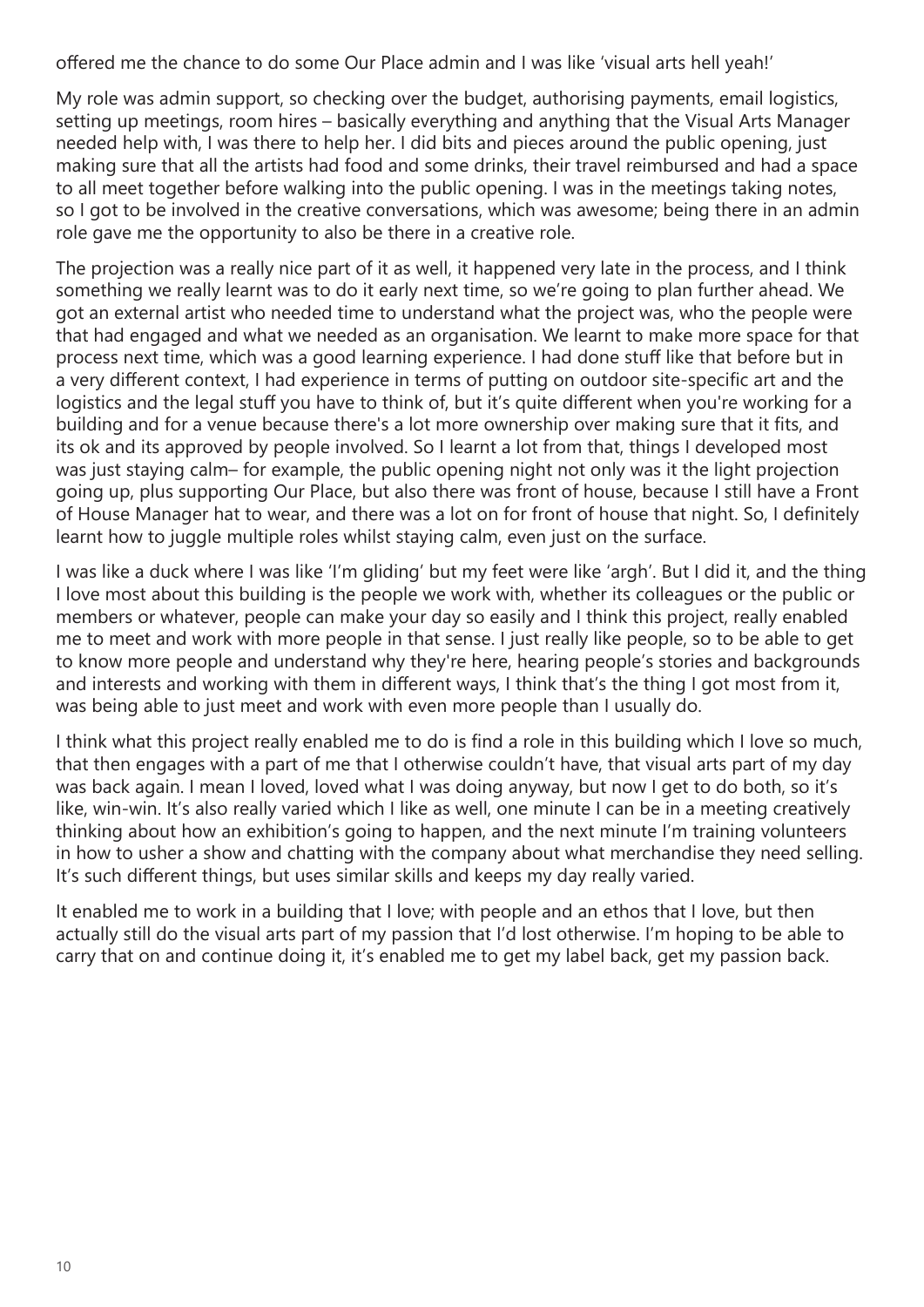offered me the chance to do some Our Place admin and I was like 'visual arts hell yeah!'

My role was admin support, so checking over the budget, authorising payments, email logistics, setting up meetings, room hires – basically everything and anything that the Visual Arts Manager needed help with, I was there to help her. I did bits and pieces around the public opening, just making sure that all the artists had food and some drinks, their travel reimbursed and had a space to all meet together before walking into the public opening. I was in the meetings taking notes, so I got to be involved in the creative conversations, which was awesome; being there in an admin role gave me the opportunity to also be there in a creative role.

The projection was a really nice part of it as well, it happened very late in the process, and I think something we really learnt was to do it early next time, so we're going to plan further ahead. We got an external artist who needed time to understand what the project was, who the people were that had engaged and what we needed as an organisation. We learnt to make more space for that process next time, which was a good learning experience. I had done stuff like that before but in a very different context, I had experience in terms of putting on outdoor site-specific art and the logistics and the legal stuff you have to think of, but it's quite different when you're working for a building and for a venue because there's a lot more ownership over making sure that it fits, and its ok and its approved by people involved. So I learnt a lot from that, things I developed most was just staying calm– for example, the public opening night not only was it the light projection going up, plus supporting Our Place, but also there was front of house, because I still have a Front of House Manager hat to wear, and there was a lot on for front of house that night. So, I definitely learnt how to juggle multiple roles whilst staying calm, even just on the surface.

I was like a duck where I was like 'I'm gliding' but my feet were like 'argh'. But I did it, and the thing I love most about this building is the people we work with, whether its colleagues or the public or members or whatever, people can make your day so easily and I think this project, really enabled me to meet and work with more people in that sense. I just really like people, so to be able to get to know more people and understand why they're here, hearing people's stories and backgrounds and interests and working with them in different ways, I think that's the thing I got most from it, was being able to just meet and work with even more people than I usually do.

I think what this project really enabled me to do is find a role in this building which I love so much, that then engages with a part of me that I otherwise couldn't have, that visual arts part of my day was back again. I mean I loved, loved what I was doing anyway, but now I get to do both, so it's like, win-win. It's also really varied which I like as well, one minute I can be in a meeting creatively thinking about how an exhibition's going to happen, and the next minute I'm training volunteers in how to usher a show and chatting with the company about what merchandise they need selling. It's such different things, but uses similar skills and keeps my day really varied.

It enabled me to work in a building that I love; with people and an ethos that I love, but then actually still do the visual arts part of my passion that I'd lost otherwise. I'm hoping to be able to carry that on and continue doing it, it's enabled me to get my label back, get my passion back.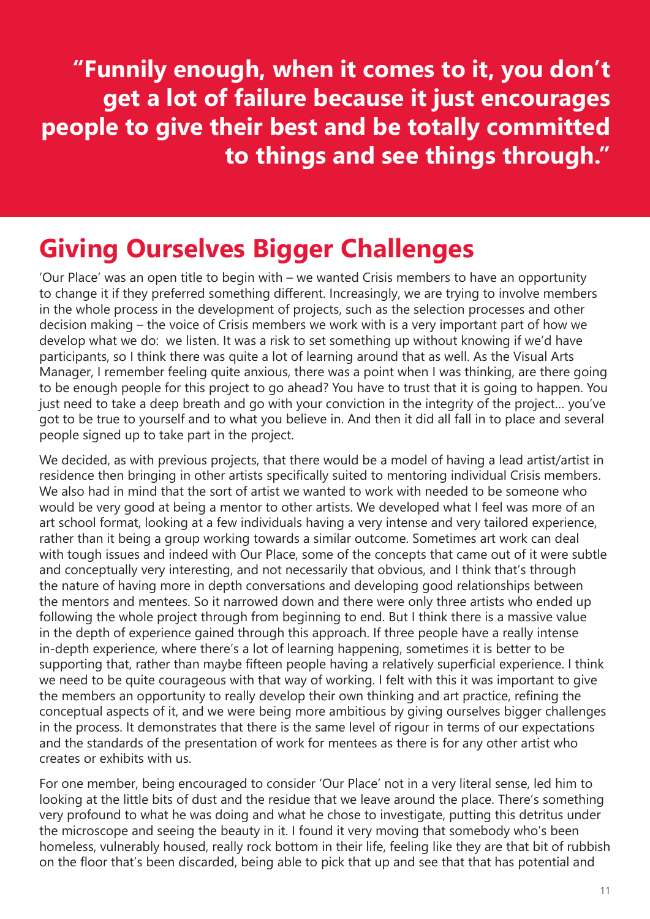**"Funnily enough, when it comes to it, you don't get a lot of failure because it just encourages people to give their best and be totally committed to things and see things through."**

## Giving Ourselves Bigger Challenges

'Our Place' was an open title to begin with – we wanted Crisis members to have an opportunity to change it if they preferred something different. Increasingly, we are trying to involve members in the whole process in the development of projects, such as the selection processes and other decision making – the voice of Crisis members we work with is a very important part of how we develop what we do: we listen. It was a risk to set something up without knowing if we'd have participants, so I think there was quite a lot of learning around that as well. As the Visual Arts Manager, I remember feeling quite anxious, there was a point when I was thinking, are there going to be enough people for this project to go ahead? You have to trust that it is going to happen. You just need to take a deep breath and go with your conviction in the integrity of the project... you've got to be true to yourself and to what you believe in. And then it did all fall in to place and several people signed up to take part in the project.

We decided, as with previous projects, that there would be a model of having a lead artist/artist in residence then bringing in other artists specifically suited to mentoring individual Crisis members. We also had in mind that the sort of artist we wanted to work with needed to be someone who would be very good at being a mentor to other artists. We developed what I feel was more of an art school format, looking at a few individuals having a very intense and very tailored experience, rather than it being a group working towards a similar outcome. Sometimes art work can deal with tough issues and indeed with Our Place, some of the concepts that came out of it were subtle and conceptually very interesting, and not necessarily that obvious, and I think that's through the nature of having more in depth conversations and developing good relationships between the mentors and mentees. So it narrowed down and there were only three artists who ended up following the whole project through from beginning to end. But I think there is a massive value in the depth of experience gained through this approach. If three people have a really intense in-depth experience, where there's a lot of learning happening, sometimes it is better to be supporting that, rather than maybe fifteen people having a relatively superficial experience. I think we need to be quite courageous with that way of working. I felt with this it was important to give the members an opportunity to really develop their own thinking and art practice, refining the conceptual aspects of it, and we were being more ambitious by giving ourselves bigger challenges in the process. It demonstrates that there is the same level of rigour in terms of our expectations and the standards of the presentation of work for mentees as there is for any other artist who creates or exhibits with us.

For one member, being encouraged to consider 'Our Place' not in a very literal sense, led him to looking at the little bits of dust and the residue that we leave around the place. There's something very profound to what he was doing and what he chose to investigate, putting this detritus under the microscope and seeing the beauty in it. I found it very moving that somebody who's been homeless, vulnerably housed, really rock bottom in their life, feeling like they are that bit of rubbish on the floor that's been discarded, being able to pick that up and see that that has potential and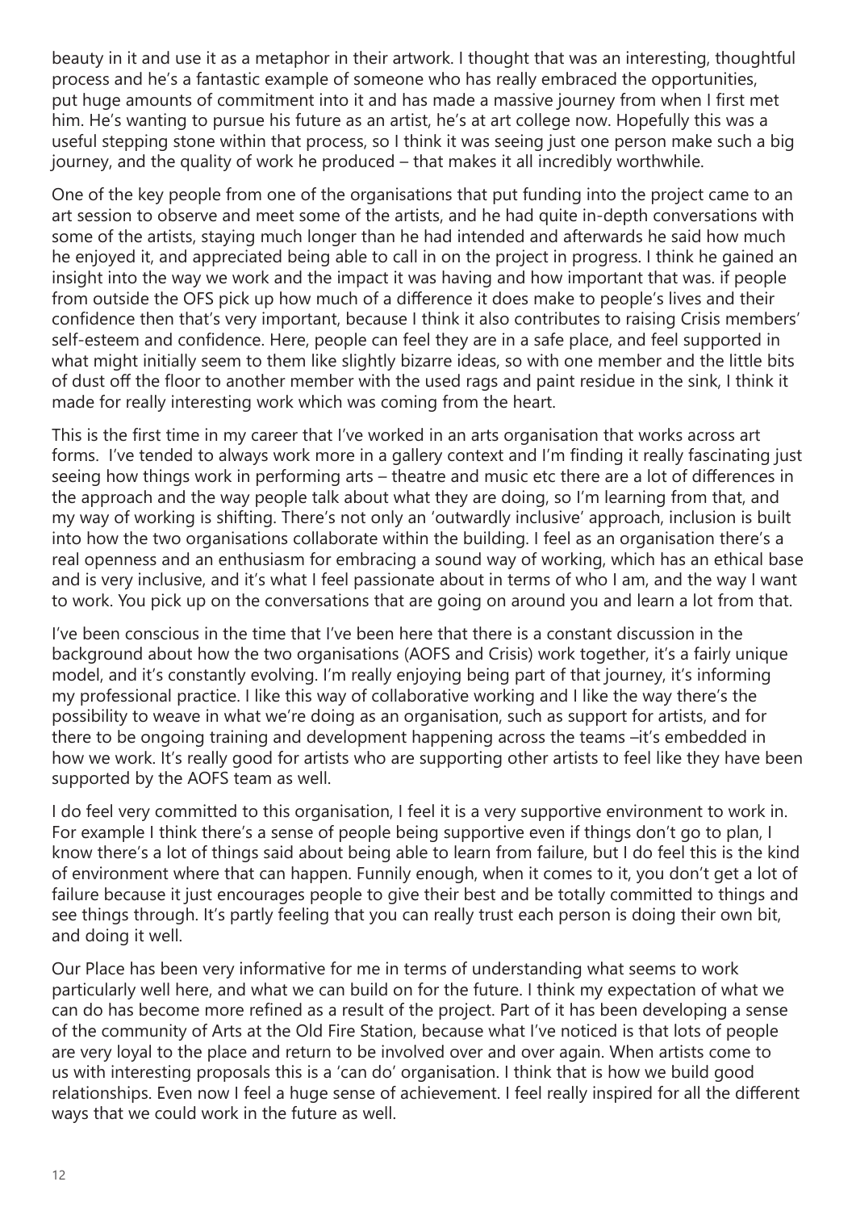beauty in it and use it as a metaphor in their artwork. I thought that was an interesting, thoughtful process and he's a fantastic example of someone who has really embraced the opportunities, put huge amounts of commitment into it and has made a massive journey from when I first met him. He's wanting to pursue his future as an artist, he's at art college now. Hopefully this was a useful stepping stone within that process, so I think it was seeing just one person make such a big journey, and the quality of work he produced – that makes it all incredibly worthwhile.

One of the key people from one of the organisations that put funding into the project came to an art session to observe and meet some of the artists, and he had quite in-depth conversations with some of the artists, staying much longer than he had intended and afterwards he said how much he enjoyed it, and appreciated being able to call in on the project in progress. I think he gained an insight into the way we work and the impact it was having and how important that was. if people from outside the OFS pick up how much of a difference it does make to people's lives and their confidence then that's very important, because I think it also contributes to raising Crisis members' self-esteem and confidence. Here, people can feel they are in a safe place, and feel supported in what might initially seem to them like slightly bizarre ideas, so with one member and the little bits of dust off the floor to another member with the used rags and paint residue in the sink, I think it made for really interesting work which was coming from the heart.

This is the first time in my career that I've worked in an arts organisation that works across art forms. I've tended to always work more in a gallery context and I'm finding it really fascinating just seeing how things work in performing arts – theatre and music etc there are a lot of differences in the approach and the way people talk about what they are doing, so I'm learning from that, and my way of working is shifting. There's not only an 'outwardly inclusive' approach, inclusion is built into how the two organisations collaborate within the building. I feel as an organisation there's a real openness and an enthusiasm for embracing a sound way of working, which has an ethical base and is very inclusive, and it's what I feel passionate about in terms of who I am, and the way I want to work. You pick up on the conversations that are going on around you and learn a lot from that.

I've been conscious in the time that I've been here that there is a constant discussion in the background about how the two organisations (AOFS and Crisis) work together, it's a fairly unique model, and it's constantly evolving. I'm really enjoying being part of that journey, it's informing my professional practice. I like this way of collaborative working and I like the way there's the possibility to weave in what we're doing as an organisation, such as support for artists, and for there to be ongoing training and development happening across the teams –it's embedded in how we work. It's really good for artists who are supporting other artists to feel like they have been supported by the AOFS team as well.

I do feel very committed to this organisation, I feel it is a very supportive environment to work in. For example I think there's a sense of people being supportive even if things don't go to plan, I know there's a lot of things said about being able to learn from failure, but I do feel this is the kind of environment where that can happen. Funnily enough, when it comes to it, you don't get a lot of failure because it just encourages people to give their best and be totally committed to things and see things through. It's partly feeling that you can really trust each person is doing their own bit, and doing it well.

Our Place has been very informative for me in terms of understanding what seems to work particularly well here, and what we can build on for the future. I think my expectation of what we can do has become more refined as a result of the project. Part of it has been developing a sense of the community of Arts at the Old Fire Station, because what I've noticed is that lots of people are very loyal to the place and return to be involved over and over again. When artists come to us with interesting proposals this is a 'can do' organisation. I think that is how we build good relationships. Even now I feel a huge sense of achievement. I feel really inspired for all the different ways that we could work in the future as well.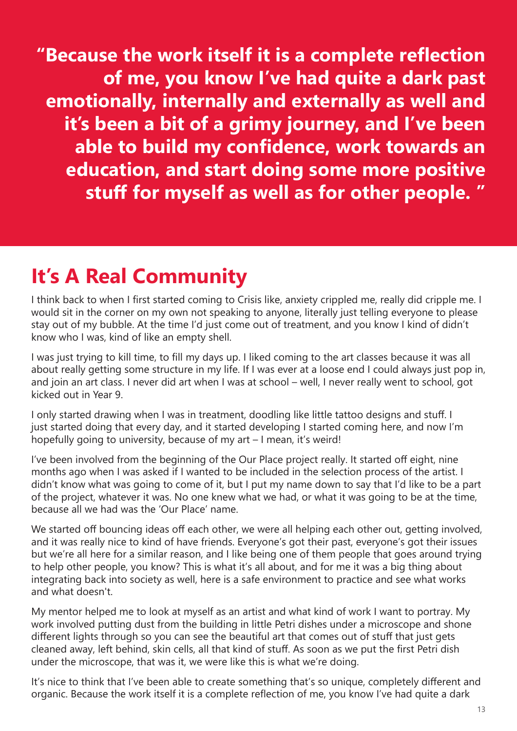**"Because the work itself it is a complete reflection of me, you know I've had quite a dark past emotionally, internally and externally as well and it's been a bit of a grimy journey, and I've been able to build my confidence, work towards an education, and start doing some more positive stuff for myself as well as for other people. "**

## It's A Real Community

I think back to when I first started coming to Crisis like, anxiety crippled me, really did cripple me. I would sit in the corner on my own not speaking to anyone, literally just telling everyone to please stay out of my bubble. At the time I'd just come out of treatment, and you know I kind of didn't know who I was, kind of like an empty shell.

I was just trying to kill time, to fill my days up. I liked coming to the art classes because it was all about really getting some structure in my life. If I was ever at a loose end I could always just pop in, and join an art class. I never did art when I was at school – well, I never really went to school, got kicked out in Year 9.

I only started drawing when I was in treatment, doodling like little tattoo designs and stuff. I just started doing that every day, and it started developing I started coming here, and now I'm hopefully going to university, because of my art – I mean, it's weird!

I've been involved from the beginning of the Our Place project really. It started off eight, nine months ago when I was asked if I wanted to be included in the selection process of the artist. I didn't know what was going to come of it, but I put my name down to say that I'd like to be a part of the project, whatever it was. No one knew what we had, or what it was going to be at the time, because all we had was the 'Our Place' name.

We started off bouncing ideas off each other, we were all helping each other out, getting involved, and it was really nice to kind of have friends. Everyone's got their past, everyone's got their issues but we're all here for a similar reason, and I like being one of them people that goes around trying to help other people, you know? This is what it's all about, and for me it was a big thing about integrating back into society as well, here is a safe environment to practice and see what works and what doesn't.

My mentor helped me to look at myself as an artist and what kind of work I want to portray. My work involved putting dust from the building in little Petri dishes under a microscope and shone different lights through so you can see the beautiful art that comes out of stuff that just gets cleaned away, left behind, skin cells, all that kind of stuff. As soon as we put the first Petri dish under the microscope, that was it, we were like this is what we're doing.

It's nice to think that I've been able to create something that's so unique, completely different and organic. Because the work itself it is a complete reflection of me, you know I've had quite a dark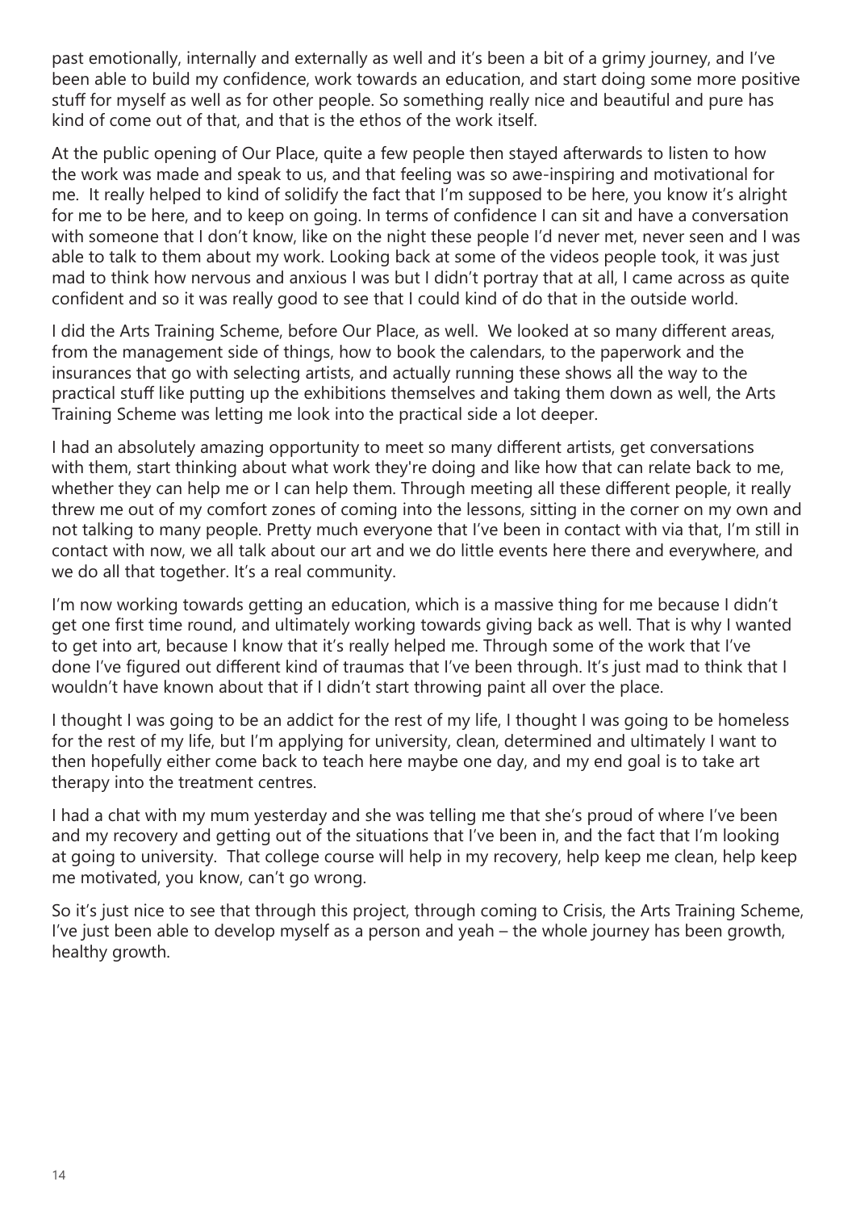past emotionally, internally and externally as well and it's been a bit of a grimy journey, and I've been able to build my confidence, work towards an education, and start doing some more positive stuff for myself as well as for other people. So something really nice and beautiful and pure has kind of come out of that, and that is the ethos of the work itself.

At the public opening of Our Place, quite a few people then stayed afterwards to listen to how the work was made and speak to us, and that feeling was so awe-inspiring and motivational for me. It really helped to kind of solidify the fact that I'm supposed to be here, you know it's alright for me to be here, and to keep on going. In terms of confidence I can sit and have a conversation with someone that I don't know, like on the night these people I'd never met, never seen and I was able to talk to them about my work. Looking back at some of the videos people took, it was just mad to think how nervous and anxious I was but I didn't portray that at all, I came across as quite confident and so it was really good to see that I could kind of do that in the outside world.

I did the Arts Training Scheme, before Our Place, as well. We looked at so many different areas, from the management side of things, how to book the calendars, to the paperwork and the insurances that go with selecting artists, and actually running these shows all the way to the practical stuff like putting up the exhibitions themselves and taking them down as well, the Arts Training Scheme was letting me look into the practical side a lot deeper.

I had an absolutely amazing opportunity to meet so many different artists, get conversations with them, start thinking about what work they're doing and like how that can relate back to me, whether they can help me or I can help them. Through meeting all these different people, it really threw me out of my comfort zones of coming into the lessons, sitting in the corner on my own and not talking to many people. Pretty much everyone that I've been in contact with via that, I'm still in contact with now, we all talk about our art and we do little events here there and everywhere, and we do all that together. It's a real community.

I'm now working towards getting an education, which is a massive thing for me because I didn't get one first time round, and ultimately working towards giving back as well. That is why I wanted to get into art, because I know that it's really helped me. Through some of the work that I've done I've figured out different kind of traumas that I've been through. It's just mad to think that I wouldn't have known about that if I didn't start throwing paint all over the place.

I thought I was going to be an addict for the rest of my life, I thought I was going to be homeless for the rest of my life, but I'm applying for university, clean, determined and ultimately I want to then hopefully either come back to teach here maybe one day, and my end goal is to take art therapy into the treatment centres.

I had a chat with my mum yesterday and she was telling me that she's proud of where I've been and my recovery and getting out of the situations that I've been in, and the fact that I'm looking at going to university. That college course will help in my recovery, help keep me clean, help keep me motivated, you know, can't go wrong.

So it's just nice to see that through this project, through coming to Crisis, the Arts Training Scheme, I've just been able to develop myself as a person and yeah – the whole journey has been growth, healthy growth.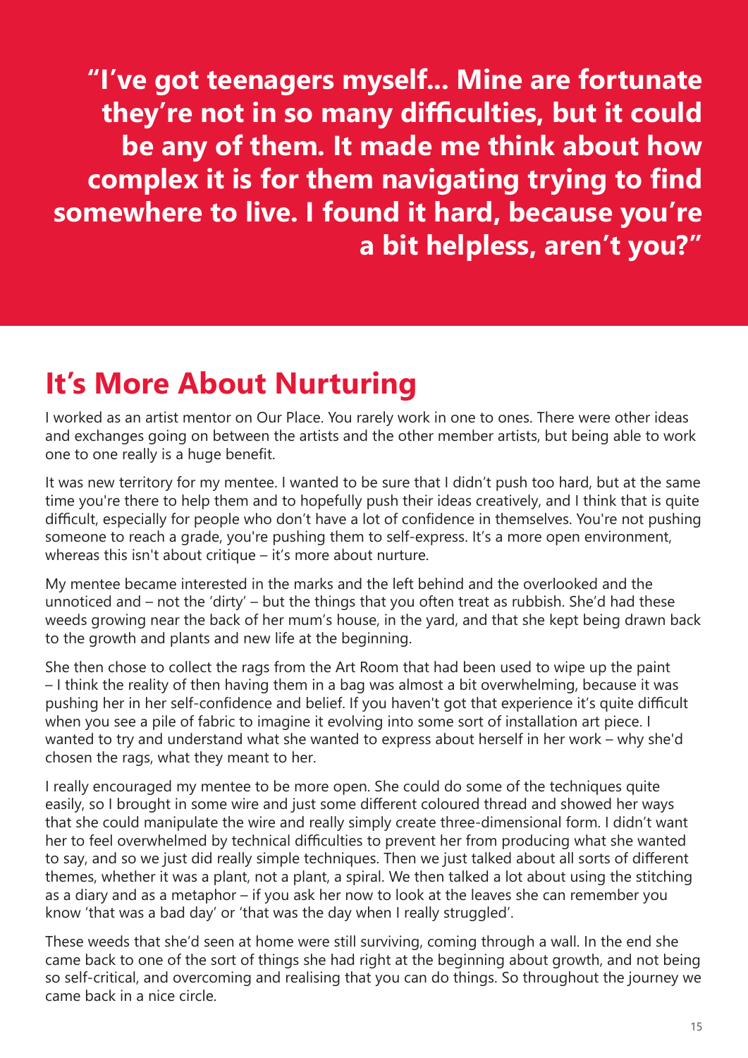**"I've got teenagers myself... Mine are fortunate they're not in so many difficulties, but it could be any of them. It made me think about how complex it is for them navigating trying to find somewhere to live. I found it hard, because you're a bit helpless, aren't you?"**

## It's More About Nurturing

I worked as an artist mentor on Our Place. You rarely work in one to ones. There were other ideas and exchanges going on between the artists and the other member artists, but being able to work one to one really is a huge benefit.

It was new territory for my mentee. I wanted to be sure that I didn't push too hard, but at the same time you're there to help them and to hopefully push their ideas creatively, and I think that is quite difficult, especially for people who don't have a lot of confidence in themselves. You're not pushing someone to reach a grade, you're pushing them to self-express. It's a more open environment, whereas this isn't about critique – it's more about nurture.

My mentee became interested in the marks and the left behind and the overlooked and the unnoticed and – not the 'dirty' – but the things that you often treat as rubbish. She'd had these weeds growing near the back of her mum's house, in the yard, and that she kept being drawn back to the growth and plants and new life at the beginning.

She then chose to collect the rags from the Art Room that had been used to wipe up the paint – I think the reality of then having them in a bag was almost a bit overwhelming, because it was pushing her in her self-confidence and belief. If you haven't got that experience it's quite difficult when you see a pile of fabric to imagine it evolving into some sort of installation art piece. I wanted to try and understand what she wanted to express about herself in her work – why she'd chosen the rags, what they meant to her.

I really encouraged my mentee to be more open. She could do some of the techniques quite easily, so I brought in some wire and just some different coloured thread and showed her ways that she could manipulate the wire and really simply create three-dimensional form. I didn't want her to feel overwhelmed by technical difficulties to prevent her from producing what she wanted to say, and so we just did really simple techniques. Then we just talked about all sorts of different themes, whether it was a plant, not a plant, a spiral. We then talked a lot about using the stitching as a diary and as a metaphor – if you ask her now to look at the leaves she can remember you know 'that was a bad day' or 'that was the day when I really struggled'.

These weeds that she'd seen at home were still surviving, coming through a wall. In the end she came back to one of the sort of things she had right at the beginning about growth, and not being so self-critical, and overcoming and realising that you can do things. So throughout the journey we came back in a nice circle.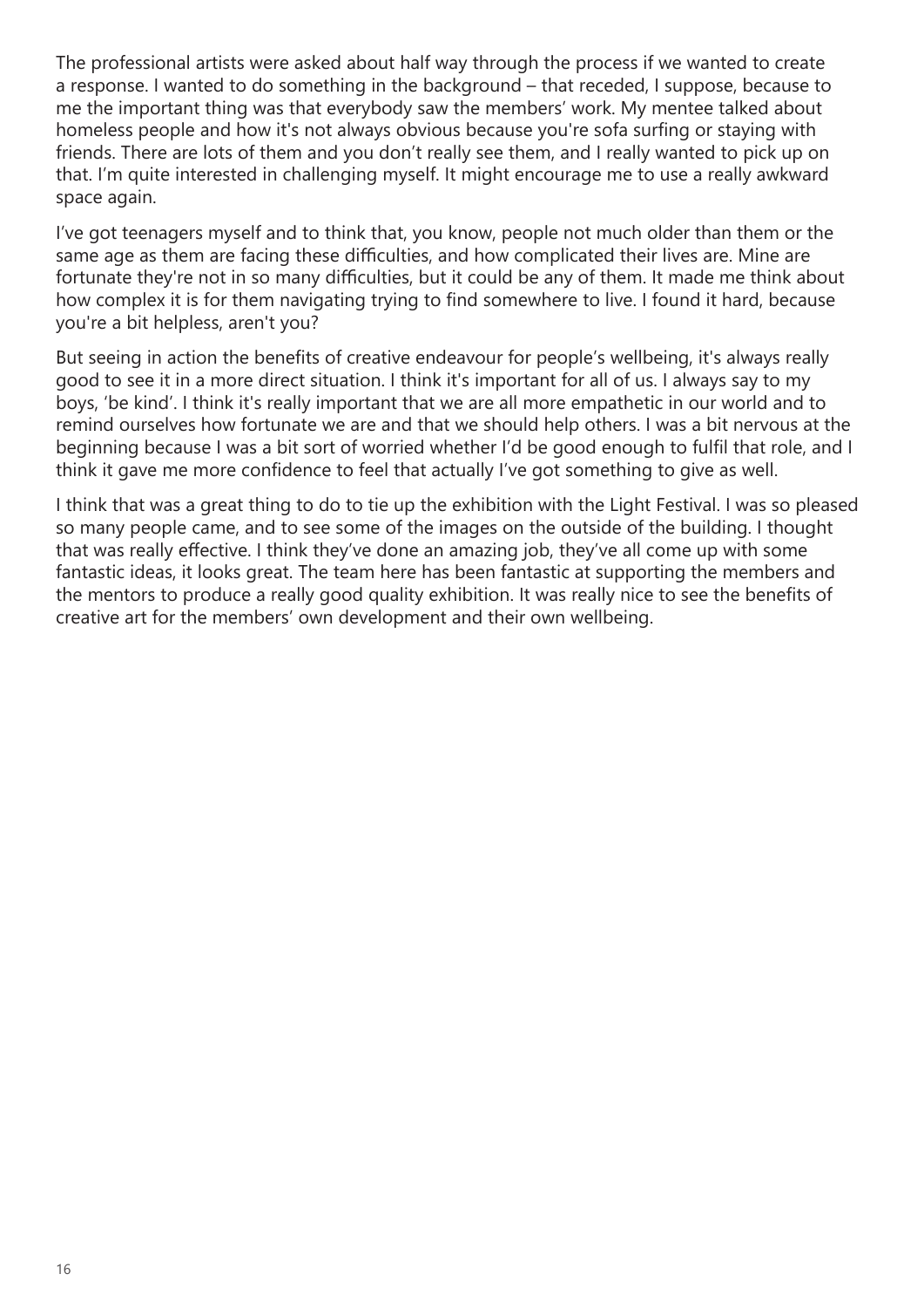The professional artists were asked about half way through the process if we wanted to create a response. I wanted to do something in the background – that receded, I suppose, because to me the important thing was that everybody saw the members' work. My mentee talked about homeless people and how it's not always obvious because you're sofa surfing or staying with friends. There are lots of them and you don't really see them, and I really wanted to pick up on that. I'm quite interested in challenging myself. It might encourage me to use a really awkward space again.

I've got teenagers myself and to think that, you know, people not much older than them or the same age as them are facing these difficulties, and how complicated their lives are. Mine are fortunate they're not in so many difficulties, but it could be any of them. It made me think about how complex it is for them navigating trying to find somewhere to live. I found it hard, because you're a bit helpless, aren't you?

But seeing in action the benefits of creative endeavour for people's wellbeing, it's always really good to see it in a more direct situation. I think it's important for all of us. I always say to my boys, 'be kind'. I think it's really important that we are all more empathetic in our world and to remind ourselves how fortunate we are and that we should help others. I was a bit nervous at the beginning because I was a bit sort of worried whether I'd be good enough to fulfil that role, and I think it gave me more confidence to feel that actually I've got something to give as well.

I think that was a great thing to do to tie up the exhibition with the Light Festival. I was so pleased so many people came, and to see some of the images on the outside of the building. I thought that was really effective. I think they've done an amazing job, they've all come up with some fantastic ideas, it looks great. The team here has been fantastic at supporting the members and the mentors to produce a really good quality exhibition. It was really nice to see the benefits of creative art for the members' own development and their own wellbeing.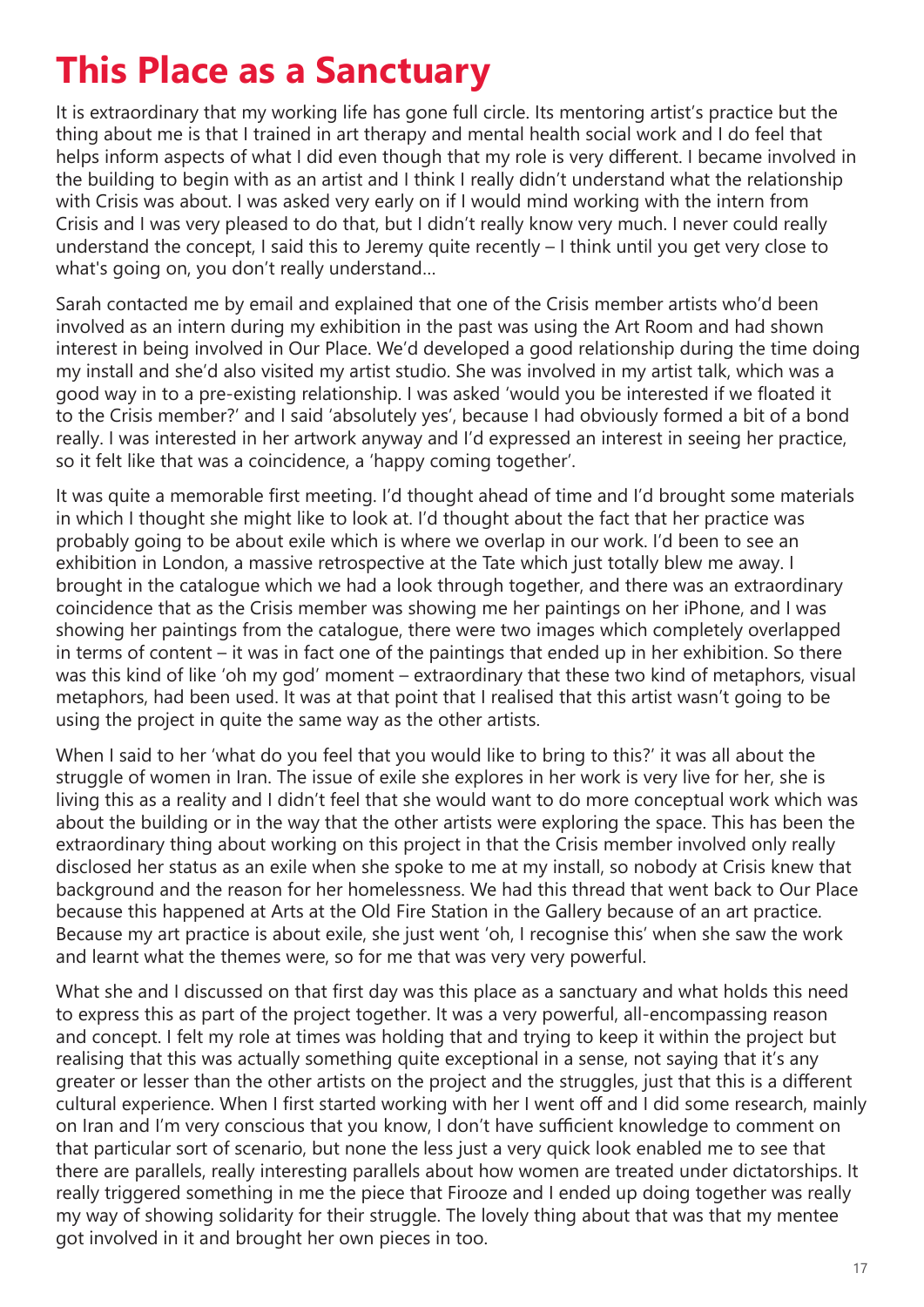# This Place as a Sanctuary

It is extraordinary that my working life has gone full circle. Its mentoring artist's practice but the thing about me is that I trained in art therapy and mental health social work and I do feel that helps inform aspects of what I did even though that my role is very different. I became involved in the building to begin with as an artist and I think I really didn't understand what the relationship with Crisis was about. I was asked very early on if I would mind working with the intern from Crisis and I was very pleased to do that, but I didn't really know very much. I never could really understand the concept, I said this to Jeremy quite recently – I think until you get very close to what's going on, you don't really understand...

Sarah contacted me by email and explained that one of the Crisis member artists who'd been involved as an intern during my exhibition in the past was using the Art Room and had shown interest in being involved in Our Place. We'd developed a good relationship during the time doing my install and she'd also visited my artist studio. She was involved in my artist talk, which was a good way in to a pre-existing relationship. I was asked 'would you be interested if we floated it to the Crisis member?' and I said 'absolutely yes', because I had obviously formed a bit of a bond really. I was interested in her artwork anyway and I'd expressed an interest in seeing her practice, so it felt like that was a coincidence, a 'happy coming together'.

It was quite a memorable first meeting. I'd thought ahead of time and I'd brought some materials in which I thought she might like to look at. I'd thought about the fact that her practice was probably going to be about exile which is where we overlap in our work. I'd been to see an exhibition in London, a massive retrospective at the Tate which just totally blew me away. I brought in the catalogue which we had a look through together, and there was an extraordinary coincidence that as the Crisis member was showing me her paintings on her iPhone, and I was showing her paintings from the catalogue, there were two images which completely overlapped in terms of content – it was in fact one of the paintings that ended up in her exhibition. So there was this kind of like 'oh my god' moment – extraordinary that these two kind of metaphors, visual metaphors, had been used. It was at that point that I realised that this artist wasn't going to be using the project in quite the same way as the other artists.

When I said to her 'what do you feel that you would like to bring to this?' it was all about the struggle of women in Iran. The issue of exile she explores in her work is very live for her, she is living this as a reality and I didn't feel that she would want to do more conceptual work which was about the building or in the way that the other artists were exploring the space. This has been the extraordinary thing about working on this project in that the Crisis member involved only really disclosed her status as an exile when she spoke to me at my install, so nobody at Crisis knew that background and the reason for her homelessness. We had this thread that went back to Our Place because this happened at Arts at the Old Fire Station in the Gallery because of an art practice. Because my art practice is about exile, she just went 'oh, I recognise this' when she saw the work and learnt what the themes were, so for me that was very very powerful.

What she and I discussed on that first day was this place as a sanctuary and what holds this need to express this as part of the project together. It was a very powerful, all-encompassing reason and concept. I felt my role at times was holding that and trying to keep it within the project but realising that this was actually something quite exceptional in a sense, not saying that it's any greater or lesser than the other artists on the project and the struggles, just that this is a different cultural experience. When I first started working with her I went off and I did some research, mainly on Iran and I'm very conscious that you know, I don't have sufficient knowledge to comment on that particular sort of scenario, but none the less just a very quick look enabled me to see that there are parallels, really interesting parallels about how women are treated under dictatorships. It really triggered something in me the piece that Firooze and I ended up doing together was really my way of showing solidarity for their struggle. The lovely thing about that was that my mentee got involved in it and brought her own pieces in too.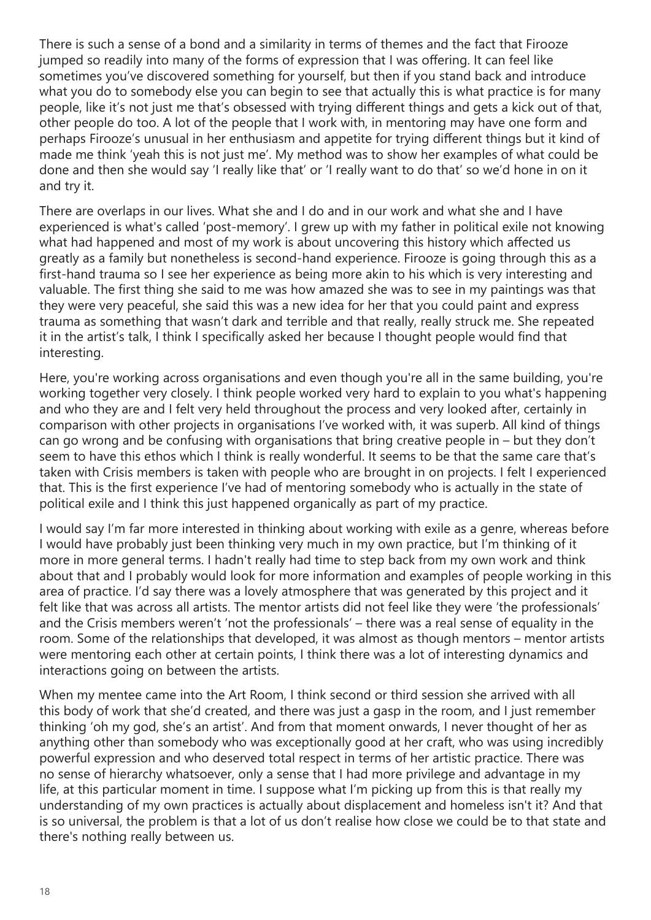There is such a sense of a bond and a similarity in terms of themes and the fact that Firooze jumped so readily into many of the forms of expression that I was offering. It can feel like sometimes you've discovered something for yourself, but then if you stand back and introduce what you do to somebody else you can begin to see that actually this is what practice is for many people, like it's not just me that's obsessed with trying different things and gets a kick out of that, other people do too. A lot of the people that I work with, in mentoring may have one form and perhaps Firooze's unusual in her enthusiasm and appetite for trying different things but it kind of made me think 'yeah this is not just me'. My method was to show her examples of what could be done and then she would say 'I really like that' or 'I really want to do that' so we'd hone in on it and try it.

There are overlaps in our lives. What she and I do and in our work and what she and I have experienced is what's called 'post-memory'. I grew up with my father in political exile not knowing what had happened and most of my work is about uncovering this history which affected us greatly as a family but nonetheless is second-hand experience. Firooze is going through this as a first-hand trauma so I see her experience as being more akin to his which is very interesting and valuable. The first thing she said to me was how amazed she was to see in my paintings was that they were very peaceful, she said this was a new idea for her that you could paint and express trauma as something that wasn't dark and terrible and that really, really struck me. She repeated it in the artist's talk, I think I specifically asked her because I thought people would find that interesting.

Here, you're working across organisations and even though you're all in the same building, you're working together very closely. I think people worked very hard to explain to you what's happening and who they are and I felt very held throughout the process and very looked after, certainly in comparison with other projects in organisations I've worked with, it was superb. All kind of things can go wrong and be confusing with organisations that bring creative people in – but they don't seem to have this ethos which I think is really wonderful. It seems to be that the same care that's taken with Crisis members is taken with people who are brought in on projects. I felt I experienced that. This is the first experience I've had of mentoring somebody who is actually in the state of political exile and I think this just happened organically as part of my practice.

I would say I'm far more interested in thinking about working with exile as a genre, whereas before I would have probably just been thinking very much in my own practice, but I'm thinking of it more in more general terms. I hadn't really had time to step back from my own work and think about that and I probably would look for more information and examples of people working in this area of practice. I'd say there was a lovely atmosphere that was generated by this project and it felt like that was across all artists. The mentor artists did not feel like they were 'the professionals' and the Crisis members weren't 'not the professionals' – there was a real sense of equality in the room. Some of the relationships that developed, it was almost as though mentors – mentor artists were mentoring each other at certain points, I think there was a lot of interesting dynamics and interactions going on between the artists.

When my mentee came into the Art Room, I think second or third session she arrived with all this body of work that she'd created, and there was just a gasp in the room, and I just remember thinking 'oh my god, she's an artist'. And from that moment onwards, I never thought of her as anything other than somebody who was exceptionally good at her craft, who was using incredibly powerful expression and who deserved total respect in terms of her artistic practice. There was no sense of hierarchy whatsoever, only a sense that I had more privilege and advantage in my life, at this particular moment in time. I suppose what I'm picking up from this is that really my understanding of my own practices is actually about displacement and homeless isn't it? And that is so universal, the problem is that a lot of us don't realise how close we could be to that state and there's nothing really between us.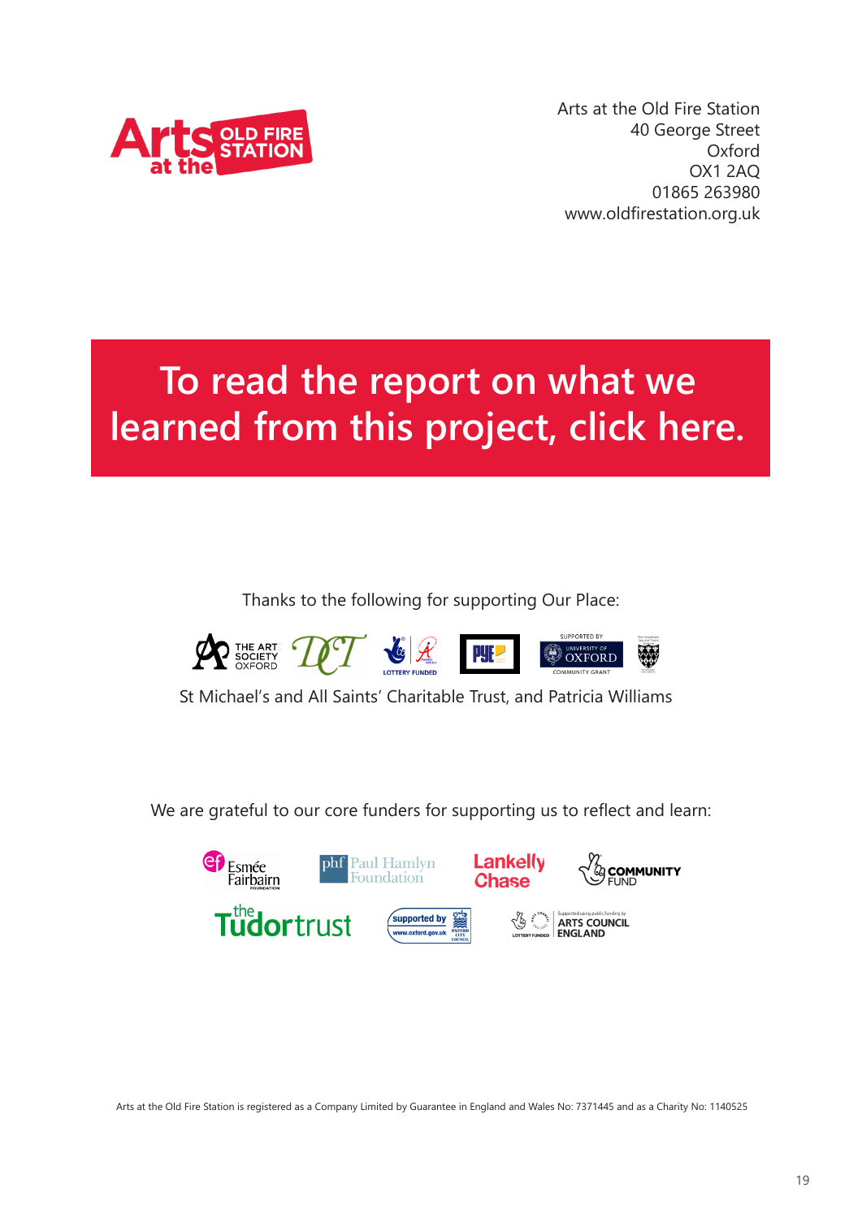Arts at the Old Fire Station
40 George Street
Oxford
OX1 2AQ
01865 263980
www.oldfirestation.org.uk

## To read the report on what we learned from this project, click here.

Thanks to the following for supporting Our Place:

St Michael's and All Saints' Charitable Trust, and Patricia Williams

We are grateful to our core funders for supporting us to reflect and learn:

Arts at the Old Fire Station is registered as a Company Limited by Guarantee in England and Wales No: 7371445 and as a Charity No: 1140525